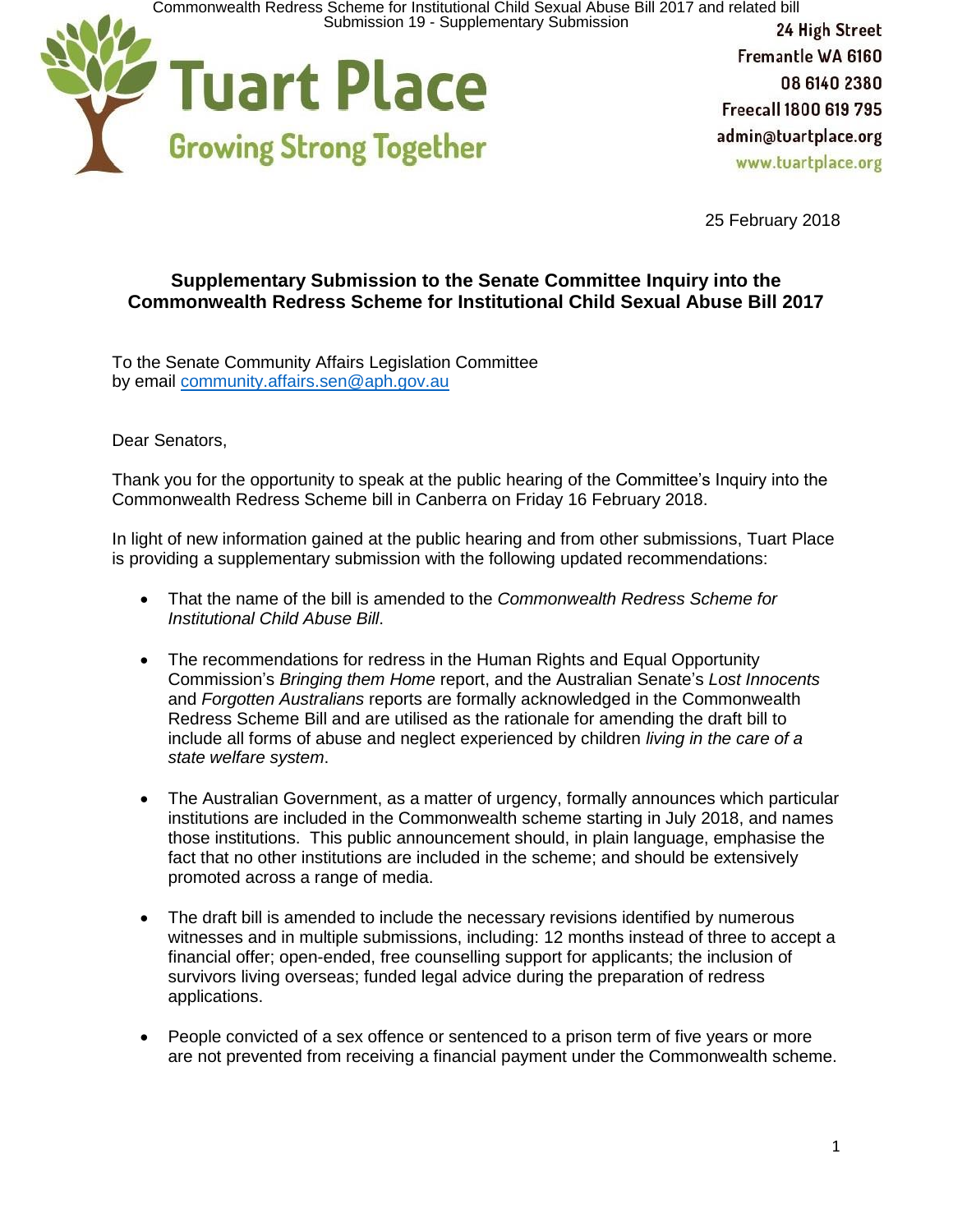**Tuart Place**
**Growing Strong Together**

24 High Street
Fremantle WA 6160
08 6140 2380
Freecall 1800 619 795
admin@tuartplace.org
www.tuartplace.org

25 February 2018

## Supplementary Submission to the Senate Committee Inquiry into the Commonwealth Redress Scheme for Institutional Child Sexual Abuse Bill 2017

To the Senate Community Affairs Legislation Committee
by email community.affairs.sen@aph.gov.au

Dear Senators,

Thank you for the opportunity to speak at the public hearing of the Committee's Inquiry into the Commonwealth Redress Scheme bill in Canberra on Friday 16 February 2018.

In light of new information gained at the public hearing and from other submissions, Tuart Place is providing a supplementary submission with the following updated recommendations:

- That the name of the bill is amended to the *Commonwealth Redress Scheme for Institutional Child Abuse Bill*.
- The recommendations for redress in the Human Rights and Equal Opportunity Commission's *Bringing them Home* report, and the Australian Senate's *Lost Innocents* and *Forgotten Australians* reports are formally acknowledged in the Commonwealth Redress Scheme Bill and are utilised as the rationale for amending the draft bill to include all forms of abuse and neglect experienced by children *living in the care of a state welfare system*.
- The Australian Government, as a matter of urgency, formally announces which particular institutions are included in the Commonwealth scheme starting in July 2018, and names those institutions. This public announcement should, in plain language, emphasise the fact that no other institutions are included in the scheme; and should be extensively promoted across a range of media.
- The draft bill is amended to include the necessary revisions identified by numerous witnesses and in multiple submissions, including: 12 months instead of three to accept a financial offer; open-ended, free counselling support for applicants; the inclusion of survivors living overseas; funded legal advice during the preparation of redress applications.
- People convicted of a sex offence or sentenced to a prison term of five years or more are not prevented from receiving a financial payment under the Commonwealth scheme.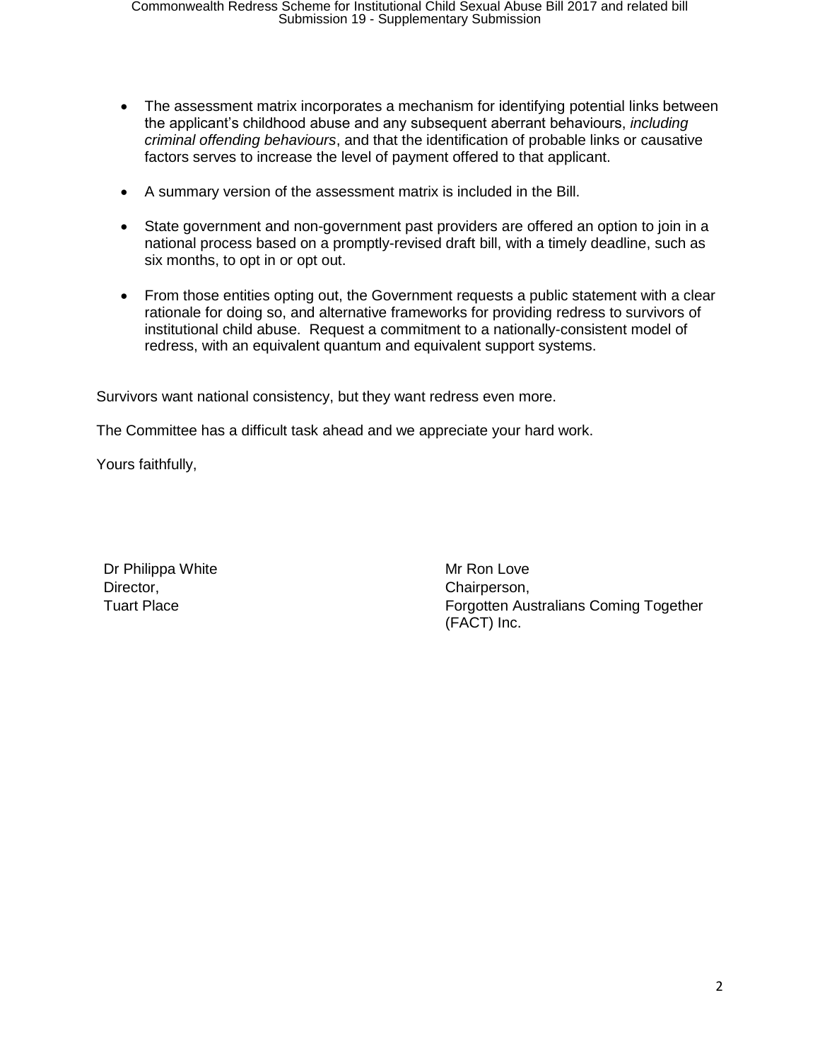- The assessment matrix incorporates a mechanism for identifying potential links between the applicant's childhood abuse and any subsequent aberrant behaviours, *including criminal offending behaviours*, and that the identification of probable links or causative factors serves to increase the level of payment offered to that applicant.

- A summary version of the assessment matrix is included in the Bill.

- State government and non-government past providers are offered an option to join in a national process based on a promptly-revised draft bill, with a timely deadline, such as six months, to opt in or opt out.

- From those entities opting out, the Government requests a public statement with a clear rationale for doing so, and alternative frameworks for providing redress to survivors of institutional child abuse. Request a commitment to a nationally-consistent model of redress, with an equivalent quantum and equivalent support systems.

Survivors want national consistency, but they want redress even more.

The Committee has a difficult task ahead and we appreciate your hard work.

Yours faithfully,

Dr Philippa White
Director,
Tuart Place

Mr Ron Love
Chairperson,
Forgotten Australians Coming Together (FACT) Inc.